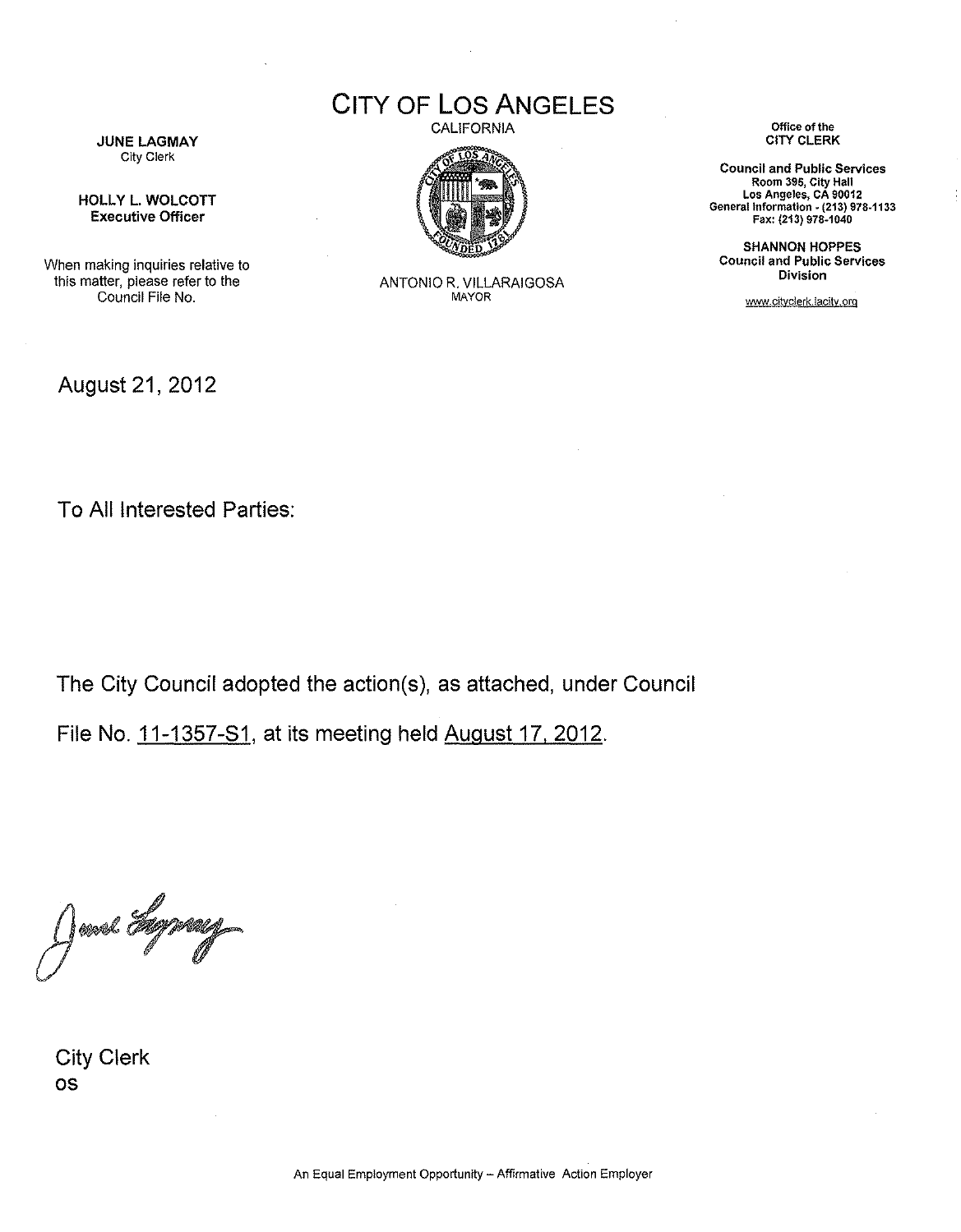JUNE LAGMAY
City Clerk

HOLLY L. WOLCOTT
Executive Officer

When making inquiries relative to this matter, please refer to the Council File No.

# CITY OF LOS ANGELES

CALIFORNIA

ANTONIO R. VILLARAIGOSA
MAYOR

Office of the
CITY CLERK

Council and Public Services
Room 395, City Hall
Los Angeles, CA 90012
General Information - (213) 978-1133
Fax: (213) 978-1040

SHANNON HOPPES
Council and Public Services
Division

www.cityclerk.lacity.org

August 21, 2012

To All Interested Parties:

The City Council adopted the action(s), as attached, under Council File No. 11-1357-S1, at its meeting held August 17, 2012.

City Clerk
os

An Equal Employment Opportunity – Affirmative Action Employer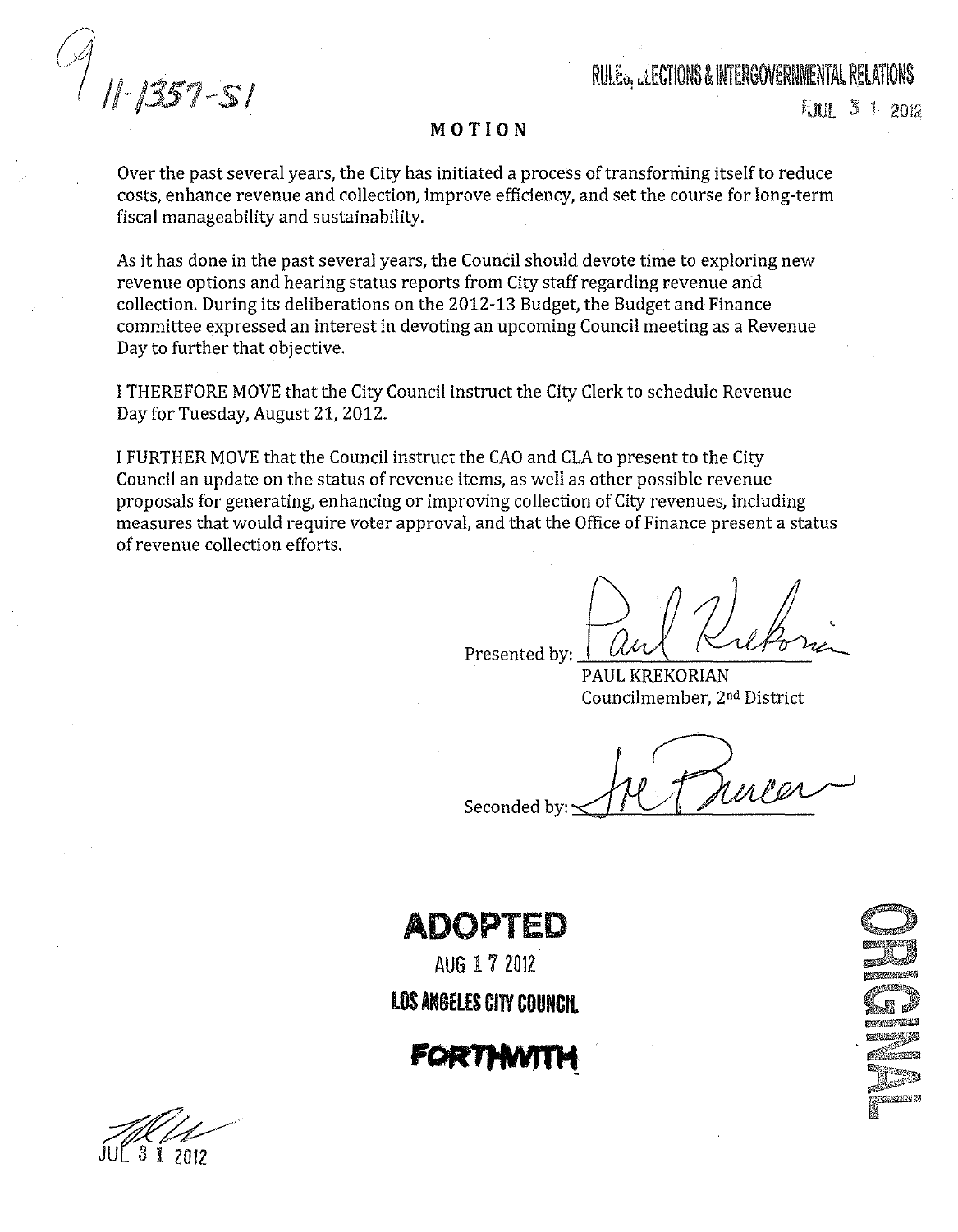11-1357-S1

RULES, ELECTIONS & INTERGOVERNMENTAL RELATIONS

JUL 31 2012

# MOTION

Over the past several years, the City has initiated a process of transforming itself to reduce costs, enhance revenue and collection, improve efficiency, and set the course for long-term fiscal manageability and sustainability.

As it has done in the past several years, the Council should devote time to exploring new revenue options and hearing status reports from City staff regarding revenue and collection. During its deliberations on the 2012-13 Budget, the Budget and Finance committee expressed an interest in devoting an upcoming Council meeting as a Revenue Day to further that objective.

I THEREFORE MOVE that the City Council instruct the City Clerk to schedule Revenue Day for Tuesday, August 21, 2012.

I FURTHER MOVE that the Council instruct the CAO and CLA to present to the City Council an update on the status of revenue items, as well as other possible revenue proposals for generating, enhancing or improving collection of City revenues, including measures that would require voter approval, and that the Office of Finance present a status of revenue collection efforts.

Presented by: 
PAUL KREKORIAN
Councilmember, 2nd District

Seconded by: 

**ADOPTED**

AUG 17 2012

**LOS ANGELES CITY COUNCIL**

**FORTHWITH**

ORIGINAL

JUL 31 2012